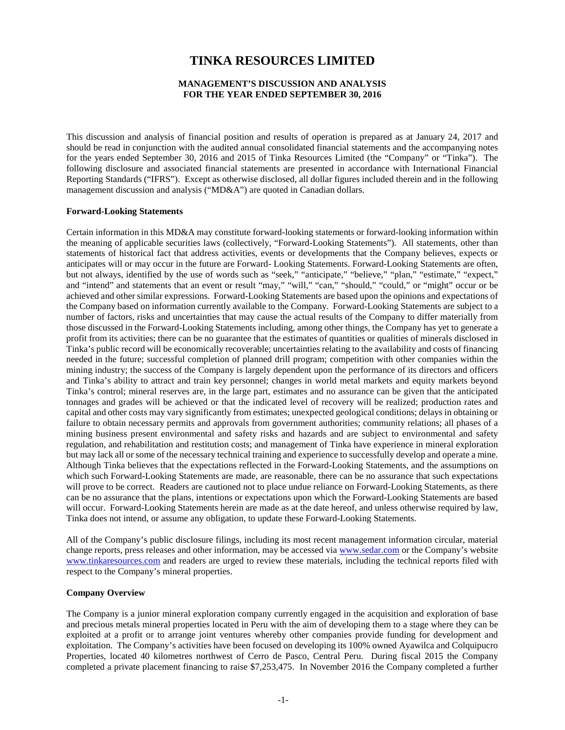# TINKA RESOURCES LIMITED

## MANAGEMENT'S DISCUSSION AND ANALYSIS
## FOR THE YEAR ENDED SEPTEMBER 30, 2016

This discussion and analysis of financial position and results of operation is prepared as at January 24, 2017 and should be read in conjunction with the audited annual consolidated financial statements and the accompanying notes for the years ended September 30, 2016 and 2015 of Tinka Resources Limited (the "Company" or "Tinka"). The following disclosure and associated financial statements are presented in accordance with International Financial Reporting Standards ("IFRS"). Except as otherwise disclosed, all dollar figures included therein and in the following management discussion and analysis ("MD&A") are quoted in Canadian dollars.

**Forward-Looking Statements**

Certain information in this MD&A may constitute forward-looking statements or forward-looking information within the meaning of applicable securities laws (collectively, "Forward-Looking Statements"). All statements, other than statements of historical fact that address activities, events or developments that the Company believes, expects or anticipates will or may occur in the future are Forward- Looking Statements. Forward-Looking Statements are often, but not always, identified by the use of words such as "seek," "anticipate," "believe," "plan," "estimate," "expect," and "intend" and statements that an event or result "may," "will," "can," "should," "could," or "might" occur or be achieved and other similar expressions. Forward-Looking Statements are based upon the opinions and expectations of the Company based on information currently available to the Company. Forward-Looking Statements are subject to a number of factors, risks and uncertainties that may cause the actual results of the Company to differ materially from those discussed in the Forward-Looking Statements including, among other things, the Company has yet to generate a profit from its activities; there can be no guarantee that the estimates of quantities or qualities of minerals disclosed in Tinka's public record will be economically recoverable; uncertainties relating to the availability and costs of financing needed in the future; successful completion of planned drill program; competition with other companies within the mining industry; the success of the Company is largely dependent upon the performance of its directors and officers and Tinka's ability to attract and train key personnel; changes in world metal markets and equity markets beyond Tinka's control; mineral reserves are, in the large part, estimates and no assurance can be given that the anticipated tonnages and grades will be achieved or that the indicated level of recovery will be realized; production rates and capital and other costs may vary significantly from estimates; unexpected geological conditions; delays in obtaining or failure to obtain necessary permits and approvals from government authorities; community relations; all phases of a mining business present environmental and safety risks and hazards and are subject to environmental and safety regulation, and rehabilitation and restitution costs; and management of Tinka have experience in mineral exploration but may lack all or some of the necessary technical training and experience to successfully develop and operate a mine. Although Tinka believes that the expectations reflected in the Forward-Looking Statements, and the assumptions on which such Forward-Looking Statements are made, are reasonable, there can be no assurance that such expectations will prove to be correct. Readers are cautioned not to place undue reliance on Forward-Looking Statements, as there can be no assurance that the plans, intentions or expectations upon which the Forward-Looking Statements are based will occur. Forward-Looking Statements herein are made as at the date hereof, and unless otherwise required by law, Tinka does not intend, or assume any obligation, to update these Forward-Looking Statements.

All of the Company's public disclosure filings, including its most recent management information circular, material change reports, press releases and other information, may be accessed via www.sedar.com or the Company's website www.tinkaresources.com and readers are urged to review these materials, including the technical reports filed with respect to the Company's mineral properties.

**Company Overview**

The Company is a junior mineral exploration company currently engaged in the acquisition and exploration of base and precious metals mineral properties located in Peru with the aim of developing them to a stage where they can be exploited at a profit or to arrange joint ventures whereby other companies provide funding for development and exploitation. The Company's activities have been focused on developing its 100% owned Ayawilca and Colquipucro Properties, located 40 kilometres northwest of Cerro de Pasco, Central Peru. During fiscal 2015 the Company completed a private placement financing to raise $7,253,475. In November 2016 the Company completed a further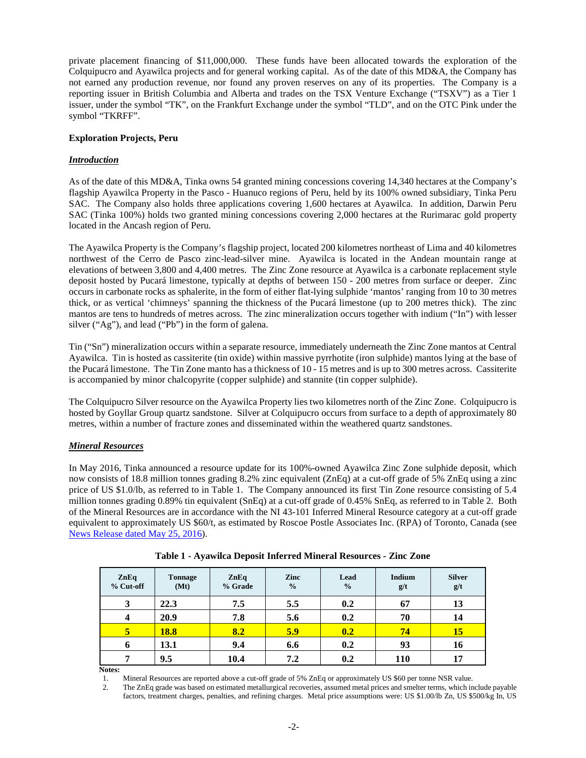private placement financing of $11,000,000. These funds have been allocated towards the exploration of the Colquipucro and Ayawilca projects and for general working capital. As of the date of this MD&A, the Company has not earned any production revenue, nor found any proven reserves on any of its properties. The Company is a reporting issuer in British Columbia and Alberta and trades on the TSX Venture Exchange ("TSXV") as a Tier 1 issuer, under the symbol "TK", on the Frankfurt Exchange under the symbol "TLD", and on the OTC Pink under the symbol "TKRFF".

**Exploration Projects, Peru**

***Introduction***

As of the date of this MD&A, Tinka owns 54 granted mining concessions covering 14,340 hectares at the Company's flagship Ayawilca Property in the Pasco - Huanuco regions of Peru, held by its 100% owned subsidiary, Tinka Peru SAC. The Company also holds three applications covering 1,600 hectares at Ayawilca. In addition, Darwin Peru SAC (Tinka 100%) holds two granted mining concessions covering 2,000 hectares at the Rurimarac gold property located in the Ancash region of Peru.

The Ayawilca Property is the Company's flagship project, located 200 kilometres northeast of Lima and 40 kilometres northwest of the Cerro de Pasco zinc-lead-silver mine. Ayawilca is located in the Andean mountain range at elevations of between 3,800 and 4,400 metres. The Zinc Zone resource at Ayawilca is a carbonate replacement style deposit hosted by Pucará limestone, typically at depths of between 150 - 200 metres from surface or deeper. Zinc occurs in carbonate rocks as sphalerite, in the form of either flat-lying sulphide 'mantos' ranging from 10 to 30 metres thick, or as vertical 'chimneys' spanning the thickness of the Pucará limestone (up to 200 metres thick). The zinc mantos are tens to hundreds of metres across. The zinc mineralization occurs together with indium ("In") with lesser silver ("Ag"), and lead ("Pb") in the form of galena.

Tin ("Sn") mineralization occurs within a separate resource, immediately underneath the Zinc Zone mantos at Central Ayawilca. Tin is hosted as cassiterite (tin oxide) within massive pyrrhotite (iron sulphide) mantos lying at the base of the Pucará limestone. The Tin Zone manto has a thickness of 10 - 15 metres and is up to 300 metres across. Cassiterite is accompanied by minor chalcopyrite (copper sulphide) and stannite (tin copper sulphide).

The Colquipucro Silver resource on the Ayawilca Property lies two kilometres north of the Zinc Zone. Colquipucro is hosted by Goyllar Group quartz sandstone. Silver at Colquipucro occurs from surface to a depth of approximately 80 metres, within a number of fracture zones and disseminated within the weathered quartz sandstones.

***Mineral Resources***

In May 2016, Tinka announced a resource update for its 100%-owned Ayawilca Zinc Zone sulphide deposit, which now consists of 18.8 million tonnes grading 8.2% zinc equivalent (ZnEq) at a cut-off grade of 5% ZnEq using a zinc price of US $1.0/lb, as referred to in Table 1. The Company announced its first Tin Zone resource consisting of 5.4 million tonnes grading 0.89% tin equivalent (SnEq) at a cut-off grade of 0.45% SnEq, as referred to in Table 2. Both of the Mineral Resources are in accordance with the NI 43-101 Inferred Mineral Resource category at a cut-off grade equivalent to approximately US $60/t, as estimated by Roscoe Postle Associates Inc. (RPA) of Toronto, Canada (see News Release dated May 25, 2016).

**Table 1 - Ayawilca Deposit Inferred Mineral Resources - Zinc Zone**

| ZnEq % Cut-off | Tonnage (Mt) | ZnEq % Grade | Zinc % | Lead % | Indium g/t | Silver g/t |
|---|---|---|---|---|---|---|
| 3 | 22.3 | 7.5 | 5.5 | 0.2 | 67 | 13 |
| 4 | 20.9 | 7.8 | 5.6 | 0.2 | 70 | 14 |
| **5** | **18.8** | **8.2** | **5.9** | **0.2** | **74** | **15** |
| 6 | 13.1 | 9.4 | 6.6 | 0.2 | 93 | 16 |
| 7 | 9.5 | 10.4 | 7.2 | 0.2 | 110 | 17 |

**Notes:**

1. Mineral Resources are reported above a cut-off grade of 5% ZnEq or approximately US $60 per tonne NSR value.
2. The ZnEq grade was based on estimated metallurgical recoveries, assumed metal prices and smelter terms, which include payable factors, treatment charges, penalties, and refining charges. Metal price assumptions were: US $1.00/lb Zn, US $500/kg In, US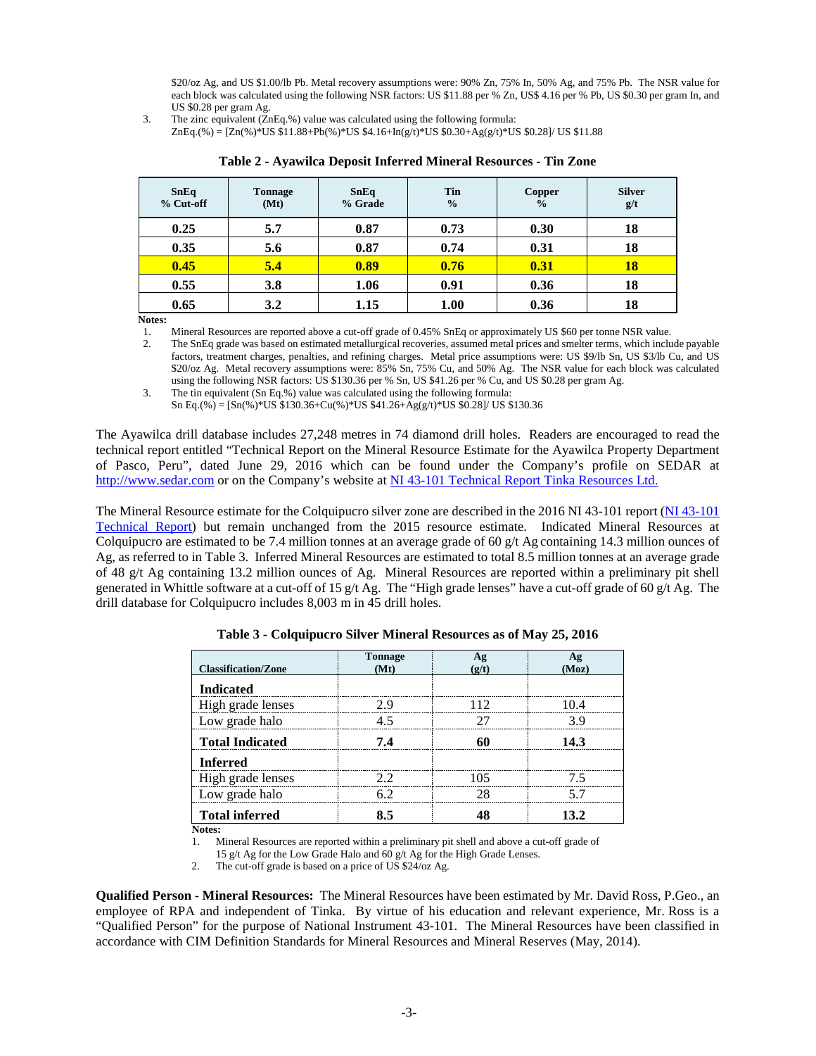$20/oz Ag, and US $1.00/lb Pb. Metal recovery assumptions were: 90% Zn, 75% In, 50% Ag, and 75% Pb. The NSR value for each block was calculated using the following NSR factors: US $11.88 per % Zn, US$ 4.16 per % Pb, US $0.30 per gram In, and US $0.28 per gram Ag.

3. The zinc equivalent (ZnEq.%) value was calculated using the following formula:
ZnEq.(%) = [Zn(%)*US $11.88+Pb(%)*US $4.16+In(g/t)*US $0.30+Ag(g/t)*US $0.28]/ US $11.88

**Table 2 - Ayawilca Deposit Inferred Mineral Resources - Tin Zone**

| SnEq % Cut-off | Tonnage (Mt) | SnEq % Grade | Tin % | Copper % | Silver g/t |
|---|---|---|---|---|---|
| **0.25** | **5.7** | **0.87** | **0.73** | **0.30** | **18** |
| **0.35** | **5.6** | **0.87** | **0.74** | **0.31** | **18** |
| **0.45** | **5.4** | **0.89** | **0.76** | **0.31** | **18** |
| **0.55** | **3.8** | **1.06** | **0.91** | **0.36** | **18** |
| **0.65** | **3.2** | **1.15** | **1.00** | **0.36** | **18** |

**Notes:**

1. Mineral Resources are reported above a cut-off grade of 0.45% SnEq or approximately US $60 per tonne NSR value.
2. The SnEq grade was based on estimated metallurgical recoveries, assumed metal prices and smelter terms, which include payable factors, treatment charges, penalties, and refining charges. Metal price assumptions were: US $9/lb Sn, US $3/lb Cu, and US $20/oz Ag. Metal recovery assumptions were: 85% Sn, 75% Cu, and 50% Ag. The NSR value for each block was calculated using the following NSR factors: US $130.36 per % Sn, US $41.26 per % Cu, and US $0.28 per gram Ag.
3. The tin equivalent (Sn Eq.%) value was calculated using the following formula:
Sn Eq.(%) = [Sn(%)*US $130.36+Cu(%)*US $41.26+Ag(g/t)*US $0.28]/ US $130.36

The Ayawilca drill database includes 27,248 metres in 74 diamond drill holes. Readers are encouraged to read the technical report entitled "Technical Report on the Mineral Resource Estimate for the Ayawilca Property Department of Pasco, Peru", dated June 29, 2016 which can be found under the Company's profile on SEDAR at http://www.sedar.com or on the Company's website at NI 43-101 Technical Report Tinka Resources Ltd.

The Mineral Resource estimate for the Colquipucro silver zone are described in the 2016 NI 43-101 report (NI 43-101 Technical Report) but remain unchanged from the 2015 resource estimate. Indicated Mineral Resources at Colquipucro are estimated to be 7.4 million tonnes at an average grade of 60 g/t Ag containing 14.3 million ounces of Ag, as referred to in Table 3. Inferred Mineral Resources are estimated to total 8.5 million tonnes at an average grade of 48 g/t Ag containing 13.2 million ounces of Ag. Mineral Resources are reported within a preliminary pit shell generated in Whittle software at a cut-off of 15 g/t Ag. The "High grade lenses" have a cut-off grade of 60 g/t Ag. The drill database for Colquipucro includes 8,003 m in 45 drill holes.

**Table 3 - Colquipucro Silver Mineral Resources as of May 25, 2016**

| Classification/Zone | Tonnage (Mt) | Ag (g/t) | Ag (Moz) |
|---|---|---|---|
| **Indicated** | | | |
| High grade lenses | 2.9 | 112 | 10.4 |
| Low grade halo | 4.5 | 27 | 3.9 |
| **Total Indicated** | **7.4** | **60** | **14.3** |
| **Inferred** | | | |
| High grade lenses | 2.2 | 105 | 7.5 |
| Low grade halo | 6.2 | 28 | 5.7 |
| **Total inferred** | **8.5** | **48** | **13.2** |

**Notes:**

1. Mineral Resources are reported within a preliminary pit shell and above a cut-off grade of 15 g/t Ag for the Low Grade Halo and 60 g/t Ag for the High Grade Lenses.
2. The cut-off grade is based on a price of US $24/oz Ag.

**Qualified Person - Mineral Resources:** The Mineral Resources have been estimated by Mr. David Ross, P.Geo., an employee of RPA and independent of Tinka. By virtue of his education and relevant experience, Mr. Ross is a "Qualified Person" for the purpose of National Instrument 43-101. The Mineral Resources have been classified in accordance with CIM Definition Standards for Mineral Resources and Mineral Reserves (May, 2014).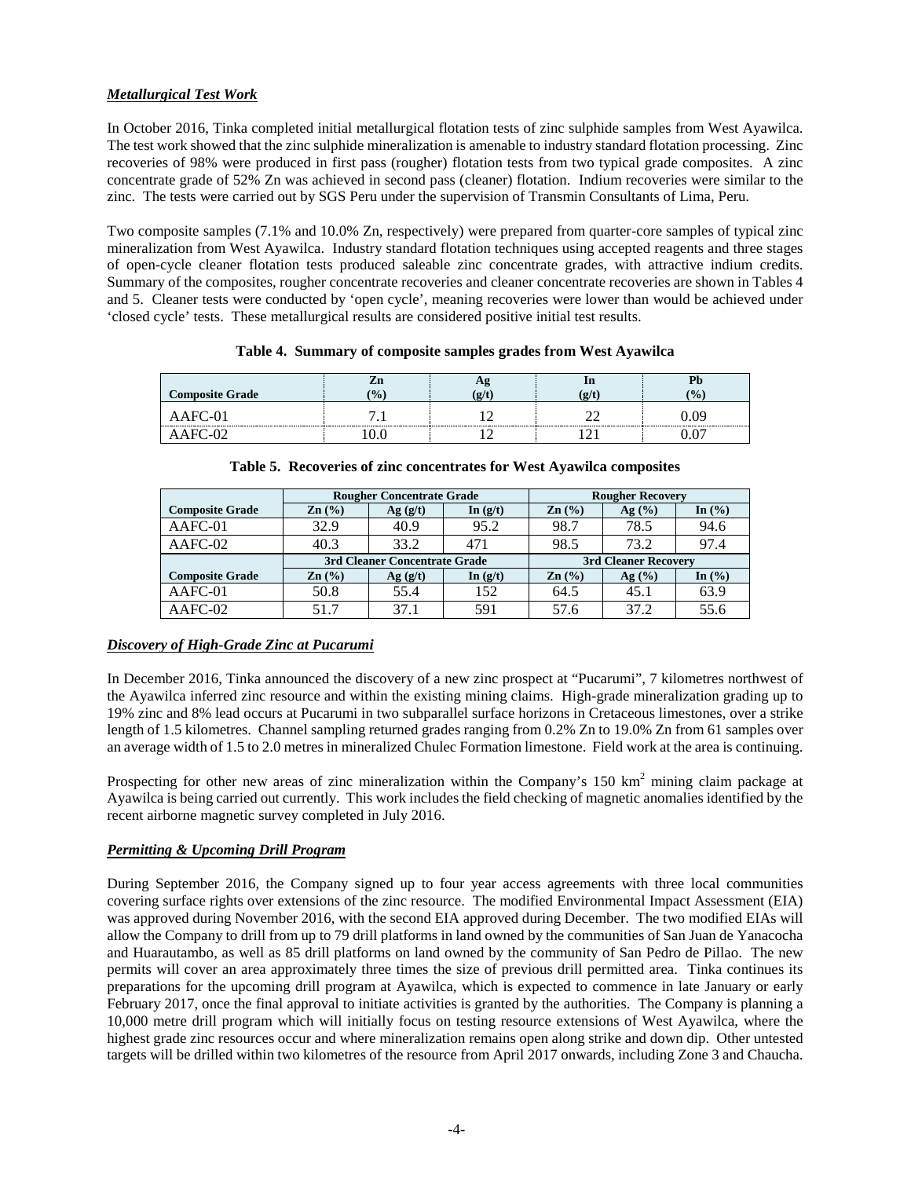***Metallurgical Test Work***

In October 2016, Tinka completed initial metallurgical flotation tests of zinc sulphide samples from West Ayawilca. The test work showed that the zinc sulphide mineralization is amenable to industry standard flotation processing. Zinc recoveries of 98% were produced in first pass (rougher) flotation tests from two typical grade composites. A zinc concentrate grade of 52% Zn was achieved in second pass (cleaner) flotation. Indium recoveries were similar to the zinc. The tests were carried out by SGS Peru under the supervision of Transmin Consultants of Lima, Peru.

Two composite samples (7.1% and 10.0% Zn, respectively) were prepared from quarter-core samples of typical zinc mineralization from West Ayawilca. Industry standard flotation techniques using accepted reagents and three stages of open-cycle cleaner flotation tests produced saleable zinc concentrate grades, with attractive indium credits. Summary of the composites, rougher concentrate recoveries and cleaner concentrate recoveries are shown in Tables 4 and 5. Cleaner tests were conducted by 'open cycle', meaning recoveries were lower than would be achieved under 'closed cycle' tests. These metallurgical results are considered positive initial test results.

**Table 4. Summary of composite samples grades from West Ayawilca**

| Composite Grade | Zn (%) | Ag (g/t) | In (g/t) | Pb (%) |
|---|---|---|---|---|
| AAFC-01 | 7.1 | 12 | 22 | 0.09 |
| AAFC-02 | 10.0 | 12 | 121 | 0.07 |

**Table 5. Recoveries of zinc concentrates for West Ayawilca composites**

| | Rougher Concentrate Grade | | | Rougher Recovery | | |
|---|---|---|---|---|---|---|
| **Composite Grade** | **Zn (%)** | **Ag (g/t)** | **In (g/t)** | **Zn (%)** | **Ag (%)** | **In (%)** |
| AAFC-01 | 32.9 | 40.9 | 95.2 | 98.7 | 78.5 | 94.6 |
| AAFC-02 | 40.3 | 33.2 | 471 | 98.5 | 73.2 | 97.4 |
| | **3rd Cleaner Concentrate Grade** | | | **3rd Cleaner Recovery** | | |
| **Composite Grade** | **Zn (%)** | **Ag (g/t)** | **In (g/t)** | **Zn (%)** | **Ag (%)** | **In (%)** |
| AAFC-01 | 50.8 | 55.4 | 152 | 64.5 | 45.1 | 63.9 |
| AAFC-02 | 51.7 | 37.1 | 591 | 57.6 | 37.2 | 55.6 |

***Discovery of High-Grade Zinc at Pucarumi***

In December 2016, Tinka announced the discovery of a new zinc prospect at "Pucarumi", 7 kilometres northwest of the Ayawilca inferred zinc resource and within the existing mining claims. High-grade mineralization grading up to 19% zinc and 8% lead occurs at Pucarumi in two subparallel surface horizons in Cretaceous limestones, over a strike length of 1.5 kilometres. Channel sampling returned grades ranging from 0.2% Zn to 19.0% Zn from 61 samples over an average width of 1.5 to 2.0 metres in mineralized Chulec Formation limestone. Field work at the area is continuing.

Prospecting for other new areas of zinc mineralization within the Company's 150 $km^2$ mining claim package at Ayawilca is being carried out currently. This work includes the field checking of magnetic anomalies identified by the recent airborne magnetic survey completed in July 2016.

***Permitting & Upcoming Drill Program***

During September 2016, the Company signed up to four year access agreements with three local communities covering surface rights over extensions of the zinc resource. The modified Environmental Impact Assessment (EIA) was approved during November 2016, with the second EIA approved during December. The two modified EIAs will allow the Company to drill from up to 79 drill platforms in land owned by the communities of San Juan de Yanacocha and Huarautambo, as well as 85 drill platforms on land owned by the community of San Pedro de Pillao. The new permits will cover an area approximately three times the size of previous drill permitted area. Tinka continues its preparations for the upcoming drill program at Ayawilca, which is expected to commence in late January or early February 2017, once the final approval to initiate activities is granted by the authorities. The Company is planning a 10,000 metre drill program which will initially focus on testing resource extensions of West Ayawilca, where the highest grade zinc resources occur and where mineralization remains open along strike and down dip. Other untested targets will be drilled within two kilometres of the resource from April 2017 onwards, including Zone 3 and Chaucha.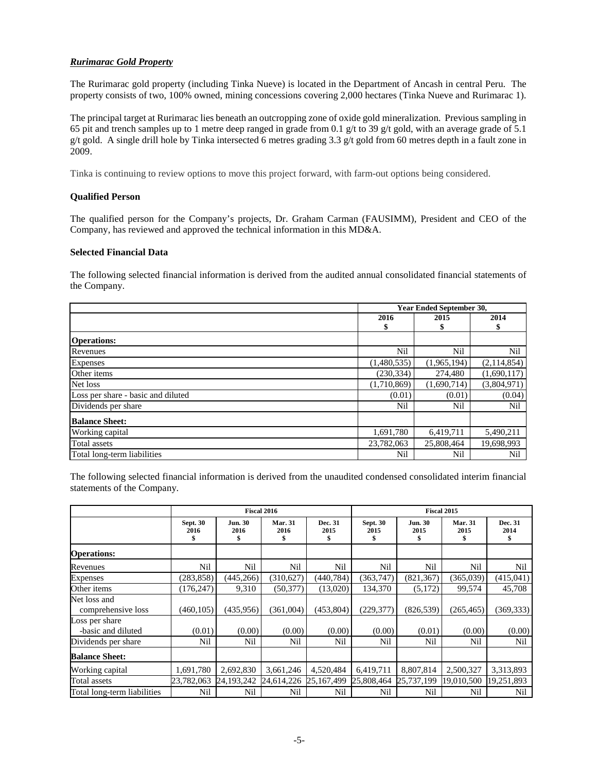### ***Rurimarac Gold Property***

The Rurimarac gold property (including Tinka Nueve) is located in the Department of Ancash in central Peru. The property consists of two, 100% owned, mining concessions covering 2,000 hectares (Tinka Nueve and Rurimarac 1).

The principal target at Rurimarac lies beneath an outcropping zone of oxide gold mineralization. Previous sampling in 65 pit and trench samples up to 1 metre deep ranged in grade from 0.1 g/t to 39 g/t gold, with an average grade of 5.1 g/t gold. A single drill hole by Tinka intersected 6 metres grading 3.3 g/t gold from 60 metres depth in a fault zone in 2009.

Tinka is continuing to review options to move this project forward, with farm-out options being considered.

**Qualified Person**

The qualified person for the Company's projects, Dr. Graham Carman (FAUSIMM), President and CEO of the Company, has reviewed and approved the technical information in this MD&A.

**Selected Financial Data**

The following selected financial information is derived from the audited annual consolidated financial statements of the Company.

| | Year Ended September 30, | | |
|---|---|---|---|
| | 2016<br>$ | 2015<br>$ | 2014<br>$ |
| **Operations:** | | | |
| Revenues | Nil | Nil | Nil |
| Expenses | (1,480,535) | (1,965,194) | (2,114,854) |
| Other items | (230,334) | 274,480 | (1,690,117) |
| Net loss | (1,710,869) | (1,690,714) | (3,804,971) |
| Loss per share - basic and diluted | (0.01) | (0.01) | (0.04) |
| Dividends per share | Nil | Nil | Nil |
| **Balance Sheet:** | | | |
| Working capital | 1,691,780 | 6,419,711 | 5,490,211 |
| Total assets | 23,782,063 | 25,808,464 | 19,698,993 |
| Total long-term liabilities | Nil | Nil | Nil |

The following selected financial information is derived from the unaudited condensed consolidated interim financial statements of the Company.

| | Fiscal 2016 | | | | Fiscal 2015 | | | |
|---|---|---|---|---|---|---|---|---|
| | Sept. 30<br>2016<br>$ | Jun. 30<br>2016<br>$ | Mar. 31<br>2016<br>$ | Dec. 31<br>2015<br>$ | Sept. 30<br>2015<br>$ | Jun. 30<br>2015<br>$ | Mar. 31<br>2015<br>$ | Dec. 31<br>2014<br>$ |
| **Operations:** | | | | | | | | |
| Revenues | Nil | Nil | Nil | Nil | Nil | Nil | Nil | Nil |
| Expenses | (283,858) | (445,266) | (310,627) | (440,784) | (363,747) | (821,367) | (365,039) | (415,041) |
| Other items | (176,247) | 9,310 | (50,377) | (13,020) | 134,370 | (5,172) | 99,574 | 45,708 |
| Net loss and comprehensive loss | (460,105) | (435,956) | (361,004) | (453,804) | (229,377) | (826,539) | (265,465) | (369,333) |
| Loss per share -basic and diluted | (0.01) | (0.00) | (0.00) | (0.00) | (0.00) | (0.01) | (0.00) | (0.00) |
| Dividends per share | Nil | Nil | Nil | Nil | Nil | Nil | Nil | Nil |
| **Balance Sheet:** | | | | | | | | |
| Working capital | 1,691,780 | 2,692,830 | 3,661,246 | 4,520,484 | 6,419,711 | 8,807,814 | 2,500,327 | 3,313,893 |
| Total assets | 23,782,063 | 24,193,242 | 24,614,226 | 25,167,499 | 25,808,464 | 25,737,199 | 19,010,500 | 19,251,893 |
| Total long-term liabilities | Nil | Nil | Nil | Nil | Nil | Nil | Nil | Nil |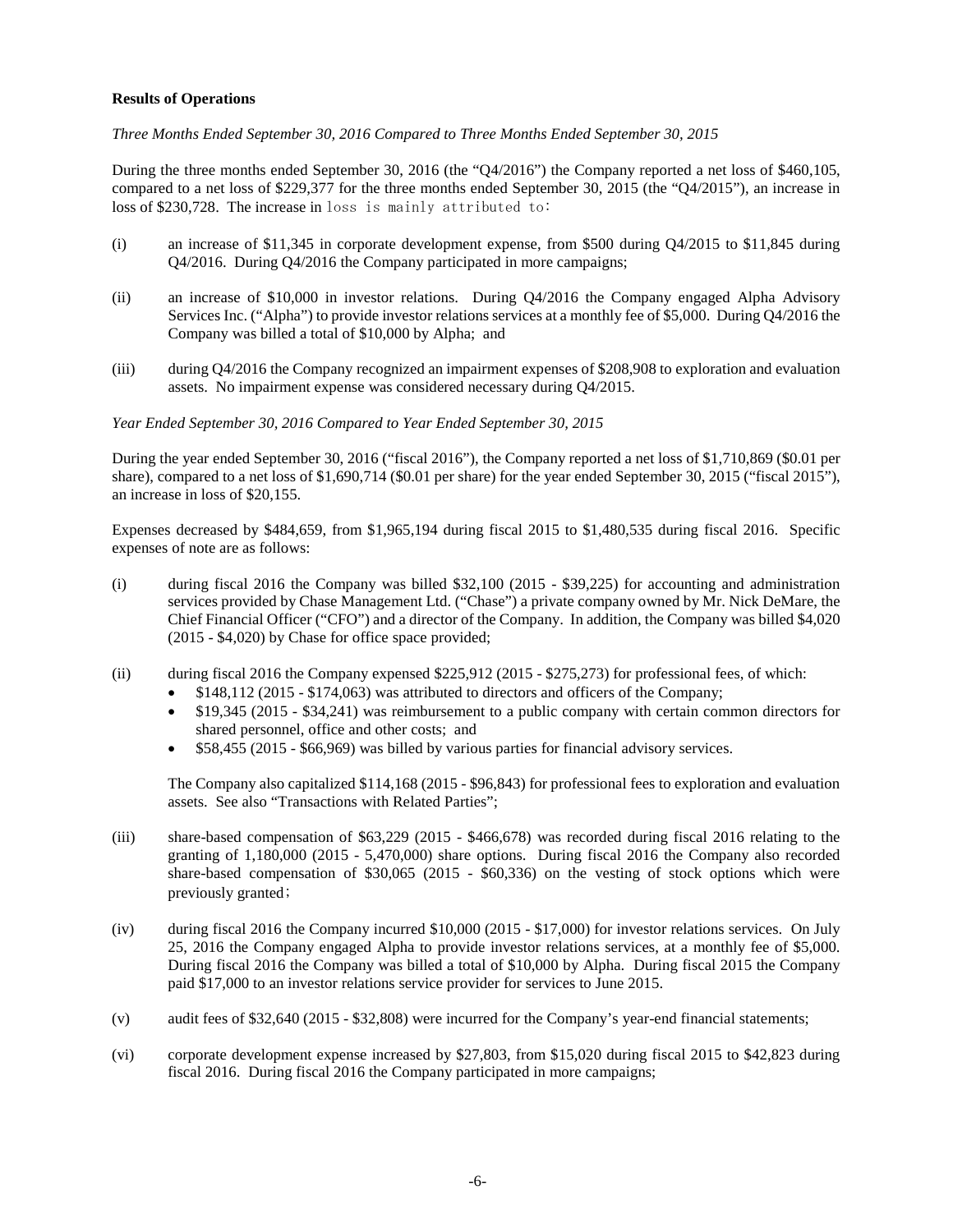**Results of Operations**

*Three Months Ended September 30, 2016 Compared to Three Months Ended September 30, 2015*

During the three months ended September 30, 2016 (the "Q4/2016") the Company reported a net loss of $460,105, compared to a net loss of $229,377 for the three months ended September 30, 2015 (the "Q4/2015"), an increase in loss of $230,728. The increase in loss is mainly attributed to:

(i) an increase of $11,345 in corporate development expense, from $500 during Q4/2015 to $11,845 during Q4/2016. During Q4/2016 the Company participated in more campaigns;

(ii) an increase of $10,000 in investor relations. During Q4/2016 the Company engaged Alpha Advisory Services Inc. ("Alpha") to provide investor relations services at a monthly fee of $5,000. During Q4/2016 the Company was billed a total of $10,000 by Alpha; and

(iii) during Q4/2016 the Company recognized an impairment expenses of $208,908 to exploration and evaluation assets. No impairment expense was considered necessary during Q4/2015.

*Year Ended September 30, 2016 Compared to Year Ended September 30, 2015*

During the year ended September 30, 2016 ("fiscal 2016"), the Company reported a net loss of $1,710,869 ($0.01 per share), compared to a net loss of $1,690,714 ($0.01 per share) for the year ended September 30, 2015 ("fiscal 2015"), an increase in loss of $20,155.

Expenses decreased by $484,659, from $1,965,194 during fiscal 2015 to $1,480,535 during fiscal 2016. Specific expenses of note are as follows:

(i) during fiscal 2016 the Company was billed $32,100 (2015 - $39,225) for accounting and administration services provided by Chase Management Ltd. ("Chase") a private company owned by Mr. Nick DeMare, the Chief Financial Officer ("CFO") and a director of the Company. In addition, the Company was billed $4,020 (2015 - $4,020) by Chase for office space provided;

(ii) during fiscal 2016 the Company expensed $225,912 (2015 - $275,273) for professional fees, of which:
   - $148,112 (2015 - $174,063) was attributed to directors and officers of the Company;
   - $19,345 (2015 - $34,241) was reimbursement to a public company with certain common directors for shared personnel, office and other costs; and
   - $58,455 (2015 - $66,969) was billed by various parties for financial advisory services.

   The Company also capitalized $114,168 (2015 - $96,843) for professional fees to exploration and evaluation assets. See also "Transactions with Related Parties";

(iii) share-based compensation of $63,229 (2015 - $466,678) was recorded during fiscal 2016 relating to the granting of 1,180,000 (2015 - 5,470,000) share options. During fiscal 2016 the Company also recorded share-based compensation of $30,065 (2015 - $60,336) on the vesting of stock options which were previously granted;

(iv) during fiscal 2016 the Company incurred $10,000 (2015 - $17,000) for investor relations services. On July 25, 2016 the Company engaged Alpha to provide investor relations services, at a monthly fee of $5,000. During fiscal 2016 the Company was billed a total of $10,000 by Alpha. During fiscal 2015 the Company paid $17,000 to an investor relations service provider for services to June 2015.

(v) audit fees of $32,640 (2015 - $32,808) were incurred for the Company's year-end financial statements;

(vi) corporate development expense increased by $27,803, from $15,020 during fiscal 2015 to $42,823 during fiscal 2016. During fiscal 2016 the Company participated in more campaigns;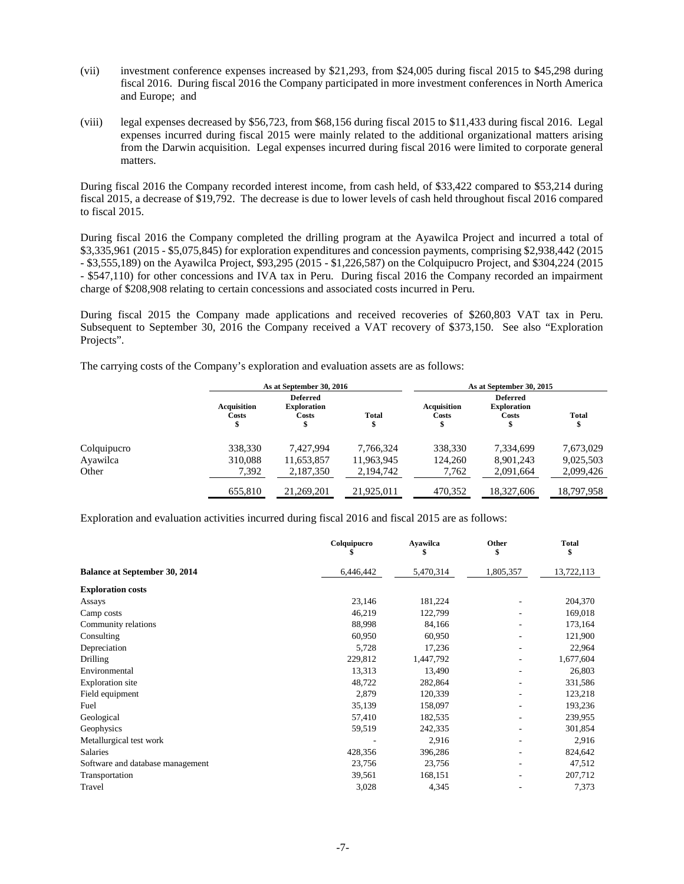(vii) investment conference expenses increased by $21,293, from $24,005 during fiscal 2015 to $45,298 during fiscal 2016. During fiscal 2016 the Company participated in more investment conferences in North America and Europe; and

(viii) legal expenses decreased by $56,723, from $68,156 during fiscal 2015 to $11,433 during fiscal 2016. Legal expenses incurred during fiscal 2015 were mainly related to the additional organizational matters arising from the Darwin acquisition. Legal expenses incurred during fiscal 2016 were limited to corporate general matters.

During fiscal 2016 the Company recorded interest income, from cash held, of $33,422 compared to $53,214 during fiscal 2015, a decrease of $19,792. The decrease is due to lower levels of cash held throughout fiscal 2016 compared to fiscal 2015.

During fiscal 2016 the Company completed the drilling program at the Ayawilca Project and incurred a total of $3,335,961 (2015 - $5,075,845) for exploration expenditures and concession payments, comprising $2,938,442 (2015 - $3,555,189) on the Ayawilca Project, $93,295 (2015 - $1,226,587) on the Colquipucro Project, and $304,224 (2015 - $547,110) for other concessions and IVA tax in Peru. During fiscal 2016 the Company recorded an impairment charge of $208,908 relating to certain concessions and associated costs incurred in Peru.

During fiscal 2015 the Company made applications and received recoveries of $260,803 VAT tax in Peru. Subsequent to September 30, 2016 the Company received a VAT recovery of $373,150. See also "Exploration Projects".

The carrying costs of the Company's exploration and evaluation assets are as follows:

| | As at September 30, 2016 | | | As at September 30, 2015 | | |
|---|---|---|---|---|---|---|
| | Acquisition Costs $ | Deferred Exploration Costs $ | Total $ | Acquisition Costs $ | Deferred Exploration Costs $ | Total $ |
| Colquipucro | 338,330 | 7,427,994 | 7,766,324 | 338,330 | 7,334,699 | 7,673,029 |
| Ayawilca | 310,088 | 11,653,857 | 11,963,945 | 124,260 | 8,901,243 | 9,025,503 |
| Other | 7,392 | 2,187,350 | 2,194,742 | 7,762 | 2,091,664 | 2,099,426 |
| | 655,810 | 21,269,201 | 21,925,011 | 470,352 | 18,327,606 | 18,797,958 |

Exploration and evaluation activities incurred during fiscal 2016 and fiscal 2015 are as follows:

| | Colquipucro $ | Ayawilca $ | Other $ | Total $ |
|---|---|---|---|---|
| **Balance at September 30, 2014** | 6,446,442 | 5,470,314 | 1,805,357 | 13,722,113 |
| **Exploration costs** | | | | |
| Assays | 23,146 | 181,224 | - | 204,370 |
| Camp costs | 46,219 | 122,799 | - | 169,018 |
| Community relations | 88,998 | 84,166 | - | 173,164 |
| Consulting | 60,950 | 60,950 | - | 121,900 |
| Depreciation | 5,728 | 17,236 | - | 22,964 |
| Drilling | 229,812 | 1,447,792 | - | 1,677,604 |
| Environmental | 13,313 | 13,490 | - | 26,803 |
| Exploration site | 48,722 | 282,864 | - | 331,586 |
| Field equipment | 2,879 | 120,339 | - | 123,218 |
| Fuel | 35,139 | 158,097 | - | 193,236 |
| Geological | 57,410 | 182,535 | - | 239,955 |
| Geophysics | 59,519 | 242,335 | - | 301,854 |
| Metallurgical test work | - | 2,916 | - | 2,916 |
| Salaries | 428,356 | 396,286 | - | 824,642 |
| Software and database management | 23,756 | 23,756 | - | 47,512 |
| Transportation | 39,561 | 168,151 | - | 207,712 |
| Travel | 3,028 | 4,345 | - | 7,373 |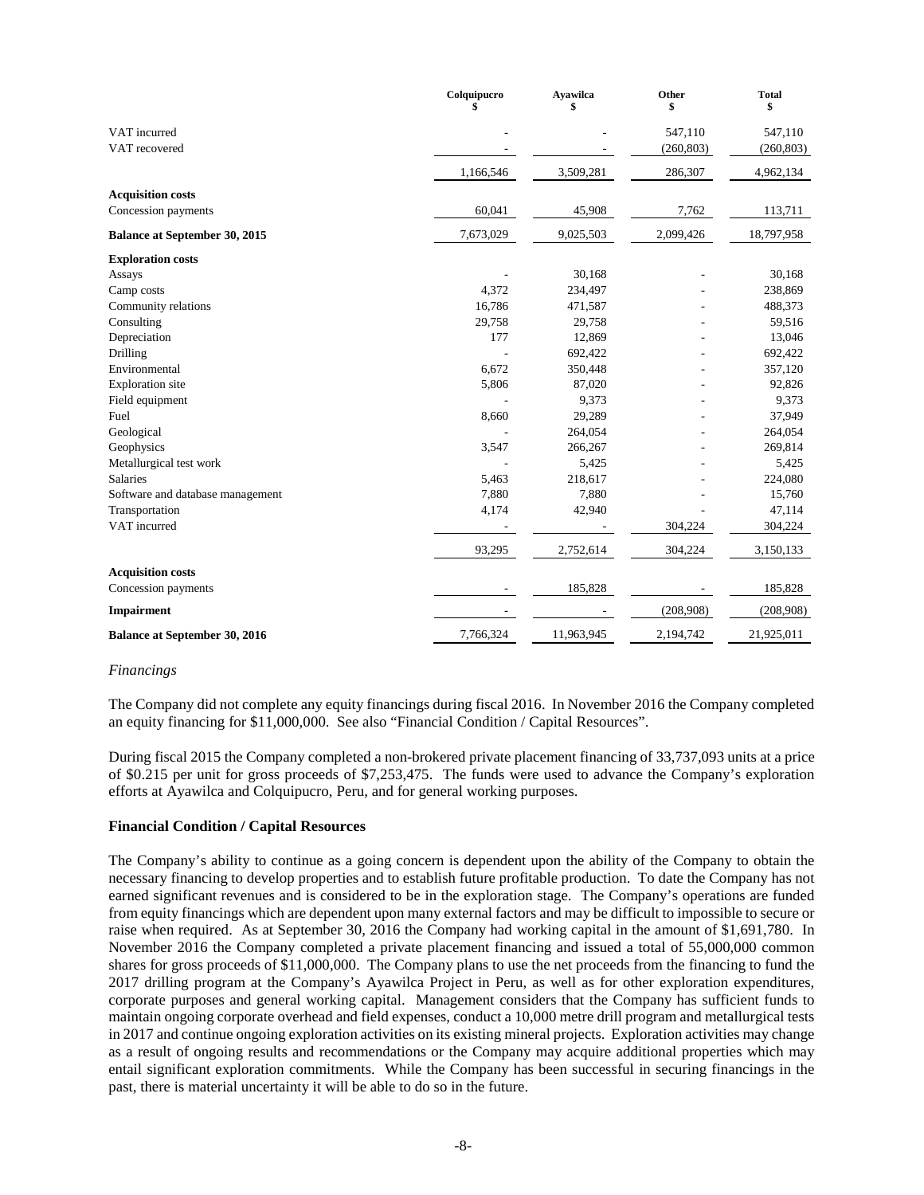| | Colquipucro<br>$ | Ayawilca<br>$ | Other<br>$ | Total<br>$ |
|---|---|---|---|---|
| VAT incurred | - | - | 547,110 | 547,110 |
| VAT recovered | - | - | (260,803) | (260,803) |
| | 1,166,546 | 3,509,281 | 286,307 | 4,962,134 |
| **Acquisition costs** | | | | |
| Concession payments | 60,041 | 45,908 | 7,762 | 113,711 |
| **Balance at September 30, 2015** | 7,673,029 | 9,025,503 | 2,099,426 | 18,797,958 |
| **Exploration costs** | | | | |
| Assays | - | 30,168 | - | 30,168 |
| Camp costs | 4,372 | 234,497 | - | 238,869 |
| Community relations | 16,786 | 471,587 | - | 488,373 |
| Consulting | 29,758 | 29,758 | - | 59,516 |
| Depreciation | 177 | 12,869 | - | 13,046 |
| Drilling | - | 692,422 | - | 692,422 |
| Environmental | 6,672 | 350,448 | - | 357,120 |
| Exploration site | 5,806 | 87,020 | - | 92,826 |
| Field equipment | - | 9,373 | - | 9,373 |
| Fuel | 8,660 | 29,289 | - | 37,949 |
| Geological | - | 264,054 | - | 264,054 |
| Geophysics | 3,547 | 266,267 | - | 269,814 |
| Metallurgical test work | - | 5,425 | - | 5,425 |
| Salaries | 5,463 | 218,617 | - | 224,080 |
| Software and database management | 7,880 | 7,880 | - | 15,760 |
| Transportation | 4,174 | 42,940 | - | 47,114 |
| VAT incurred | - | - | 304,224 | 304,224 |
| | 93,295 | 2,752,614 | 304,224 | 3,150,133 |
| **Acquisition costs** | | | | |
| Concession payments | - | 185,828 | - | 185,828 |
| **Impairment** | - | - | (208,908) | (208,908) |
| **Balance at September 30, 2016** | 7,766,324 | 11,963,945 | 2,194,742 | 21,925,011 |

*Financings*

The Company did not complete any equity financings during fiscal 2016. In November 2016 the Company completed an equity financing for $11,000,000. See also "Financial Condition / Capital Resources".

During fiscal 2015 the Company completed a non-brokered private placement financing of 33,737,093 units at a price of $0.215 per unit for gross proceeds of $7,253,475. The funds were used to advance the Company's exploration efforts at Ayawilca and Colquipucro, Peru, and for general working purposes.

**Financial Condition / Capital Resources**

The Company's ability to continue as a going concern is dependent upon the ability of the Company to obtain the necessary financing to develop properties and to establish future profitable production. To date the Company has not earned significant revenues and is considered to be in the exploration stage. The Company's operations are funded from equity financings which are dependent upon many external factors and may be difficult to impossible to secure or raise when required. As at September 30, 2016 the Company had working capital in the amount of $1,691,780. In November 2016 the Company completed a private placement financing and issued a total of 55,000,000 common shares for gross proceeds of $11,000,000. The Company plans to use the net proceeds from the financing to fund the 2017 drilling program at the Company's Ayawilca Project in Peru, as well as for other exploration expenditures, corporate purposes and general working capital. Management considers that the Company has sufficient funds to maintain ongoing corporate overhead and field expenses, conduct a 10,000 metre drill program and metallurgical tests in 2017 and continue ongoing exploration activities on its existing mineral projects. Exploration activities may change as a result of ongoing results and recommendations or the Company may acquire additional properties which may entail significant exploration commitments. While the Company has been successful in securing financings in the past, there is material uncertainty it will be able to do so in the future.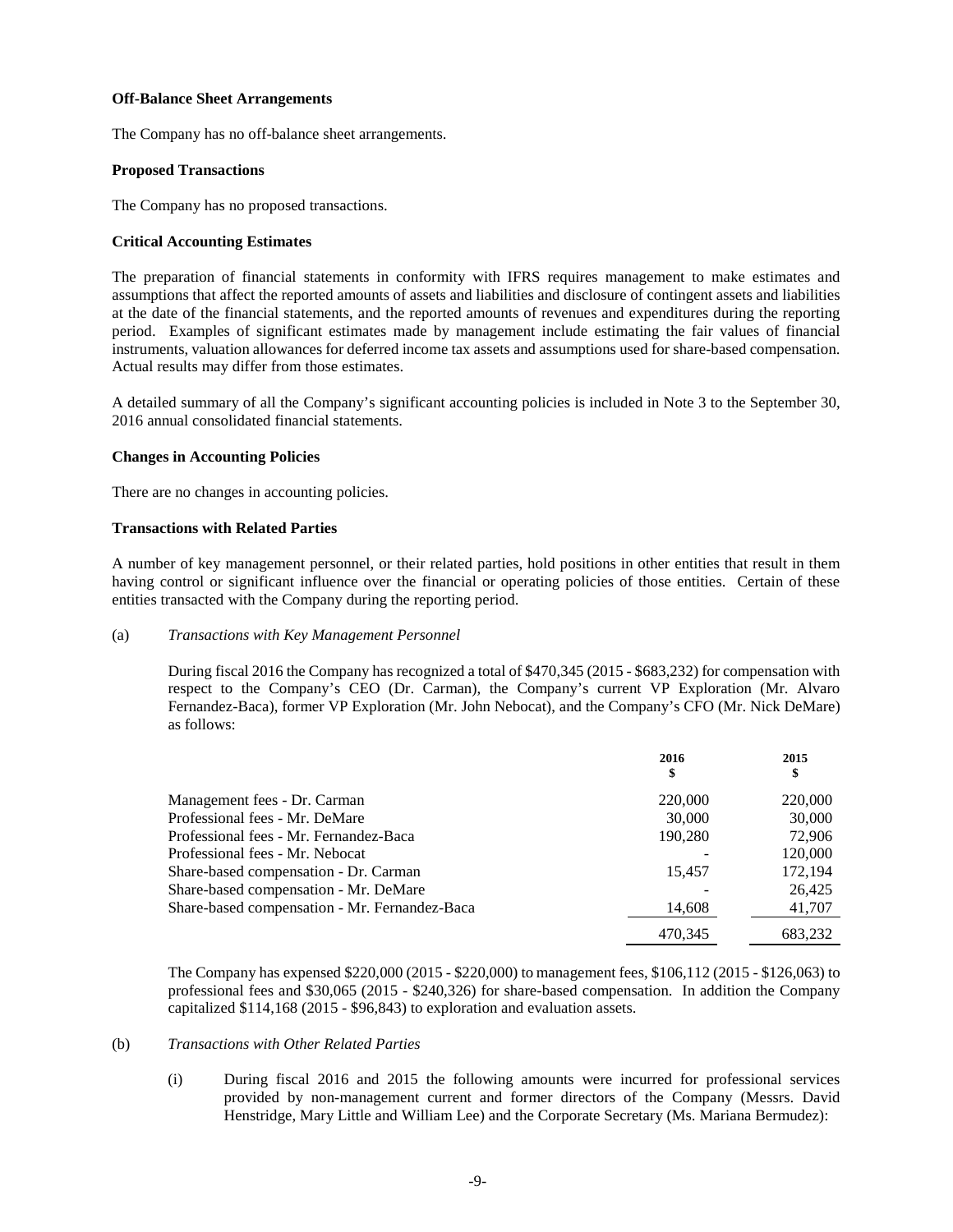**Off-Balance Sheet Arrangements**

The Company has no off-balance sheet arrangements.

**Proposed Transactions**

The Company has no proposed transactions.

**Critical Accounting Estimates**

The preparation of financial statements in conformity with IFRS requires management to make estimates and assumptions that affect the reported amounts of assets and liabilities and disclosure of contingent assets and liabilities at the date of the financial statements, and the reported amounts of revenues and expenditures during the reporting period. Examples of significant estimates made by management include estimating the fair values of financial instruments, valuation allowances for deferred income tax assets and assumptions used for share-based compensation. Actual results may differ from those estimates.

A detailed summary of all the Company's significant accounting policies is included in Note 3 to the September 30, 2016 annual consolidated financial statements.

**Changes in Accounting Policies**

There are no changes in accounting policies.

**Transactions with Related Parties**

A number of key management personnel, or their related parties, hold positions in other entities that result in them having control or significant influence over the financial or operating policies of those entities. Certain of these entities transacted with the Company during the reporting period.

(a) *Transactions with Key Management Personnel*

During fiscal 2016 the Company has recognized a total of $470,345 (2015 - $683,232) for compensation with respect to the Company's CEO (Dr. Carman), the Company's current VP Exploration (Mr. Alvaro Fernandez-Baca), former VP Exploration (Mr. John Nebocat), and the Company's CFO (Mr. Nick DeMare) as follows:

| | 2016<br>$ | 2015<br>$ |
|---|---|---|
| Management fees - Dr. Carman | 220,000 | 220,000 |
| Professional fees - Mr. DeMare | 30,000 | 30,000 |
| Professional fees - Mr. Fernandez-Baca | 190,280 | 72,906 |
| Professional fees - Mr. Nebocat | - | 120,000 |
| Share-based compensation - Dr. Carman | 15,457 | 172,194 |
| Share-based compensation - Mr. DeMare | - | 26,425 |
| Share-based compensation - Mr. Fernandez-Baca | 14,608 | 41,707 |
| | 470,345 | 683,232 |

The Company has expensed $220,000 (2015 - $220,000) to management fees, $106,112 (2015 - $126,063) to professional fees and $30,065 (2015 - $240,326) for share-based compensation. In addition the Company capitalized $114,168 (2015 - $96,843) to exploration and evaluation assets.

(b) *Transactions with Other Related Parties*

(i) During fiscal 2016 and 2015 the following amounts were incurred for professional services provided by non-management current and former directors of the Company (Messrs. David Henstridge, Mary Little and William Lee) and the Corporate Secretary (Ms. Mariana Bermudez):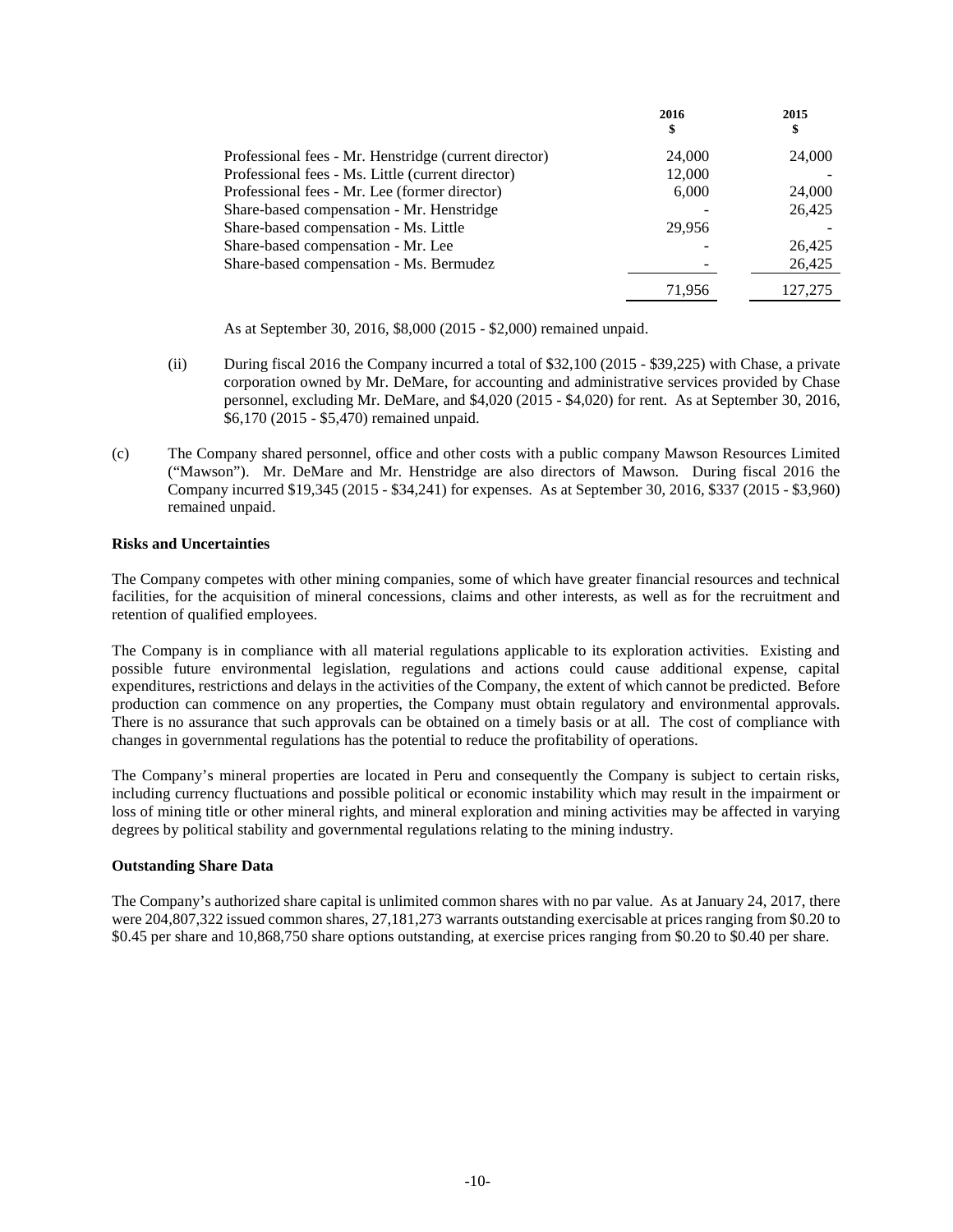| | 2016<br>$ | 2015<br>$ |
|---|---|---|
| Professional fees - Mr. Henstridge (current director) | 24,000 | 24,000 |
| Professional fees - Ms. Little (current director) | 12,000 | - |
| Professional fees - Mr. Lee (former director) | 6,000 | 24,000 |
| Share-based compensation - Mr. Henstridge | - | 26,425 |
| Share-based compensation - Ms. Little | 29,956 | - |
| Share-based compensation - Mr. Lee | - | 26,425 |
| Share-based compensation - Ms. Bermudez | - | 26,425 |
| | 71,956 | 127,275 |

As at September 30, 2016, $8,000 (2015 - $2,000) remained unpaid.

(ii) During fiscal 2016 the Company incurred a total of $32,100 (2015 - $39,225) with Chase, a private corporation owned by Mr. DeMare, for accounting and administrative services provided by Chase personnel, excluding Mr. DeMare, and $4,020 (2015 - $4,020) for rent. As at September 30, 2016, $6,170 (2015 - $5,470) remained unpaid.

(c) The Company shared personnel, office and other costs with a public company Mawson Resources Limited ("Mawson"). Mr. DeMare and Mr. Henstridge are also directors of Mawson. During fiscal 2016 the Company incurred $19,345 (2015 - $34,241) for expenses. As at September 30, 2016, $337 (2015 - $3,960) remained unpaid.

**Risks and Uncertainties**

The Company competes with other mining companies, some of which have greater financial resources and technical facilities, for the acquisition of mineral concessions, claims and other interests, as well as for the recruitment and retention of qualified employees.

The Company is in compliance with all material regulations applicable to its exploration activities. Existing and possible future environmental legislation, regulations and actions could cause additional expense, capital expenditures, restrictions and delays in the activities of the Company, the extent of which cannot be predicted. Before production can commence on any properties, the Company must obtain regulatory and environmental approvals. There is no assurance that such approvals can be obtained on a timely basis or at all. The cost of compliance with changes in governmental regulations has the potential to reduce the profitability of operations.

The Company's mineral properties are located in Peru and consequently the Company is subject to certain risks, including currency fluctuations and possible political or economic instability which may result in the impairment or loss of mining title or other mineral rights, and mineral exploration and mining activities may be affected in varying degrees by political stability and governmental regulations relating to the mining industry.

**Outstanding Share Data**

The Company's authorized share capital is unlimited common shares with no par value. As at January 24, 2017, there were 204,807,322 issued common shares, 27,181,273 warrants outstanding exercisable at prices ranging from $0.20 to $0.45 per share and 10,868,750 share options outstanding, at exercise prices ranging from $0.20 to $0.40 per share.